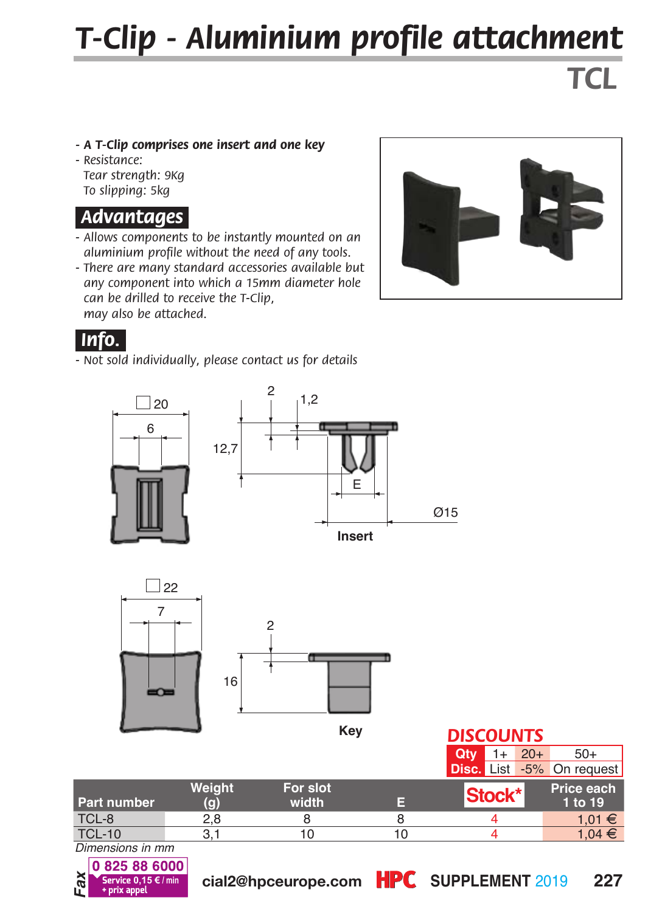# T-Clip - Aluminium profile attachment

## TCL

- **A T-Clip comprises one insert and one key**
- Resistance:
  Tear strength: 9Kg
  To slipping: 5kg

## Advantages

- Allows components to be instantly mounted on an aluminium profile without the need of any tools.
- There are many standard accessories available but any component into which a 15mm diameter hole can be drilled to receive the T-Clip, may also be attached.

## Info.

- Not sold individually, please contact us for details

Insert

Key

**DISCOUNTS**

| Qty | 1+ | 20+ | 50+ |
|---|---|---|---|
| Disc. | List | -5% | On request |

| Part number | Weight (g) | For slot width | E | Stock* | Price each 1 to 19 |
|---|---|---|---|---|---|
| TCL-8 | 2,8 | 8 | 8 | 4 | 1,01 € |
| TCL-10 | 3,1 | 10 | 10 | 4 | 1,04 € |

*Dimensions in mm*

Fax 0 825 88 6000 Service 0,15 € / min + prix appel

cial2@hpceurope.com HPC SUPPLEMENT 2019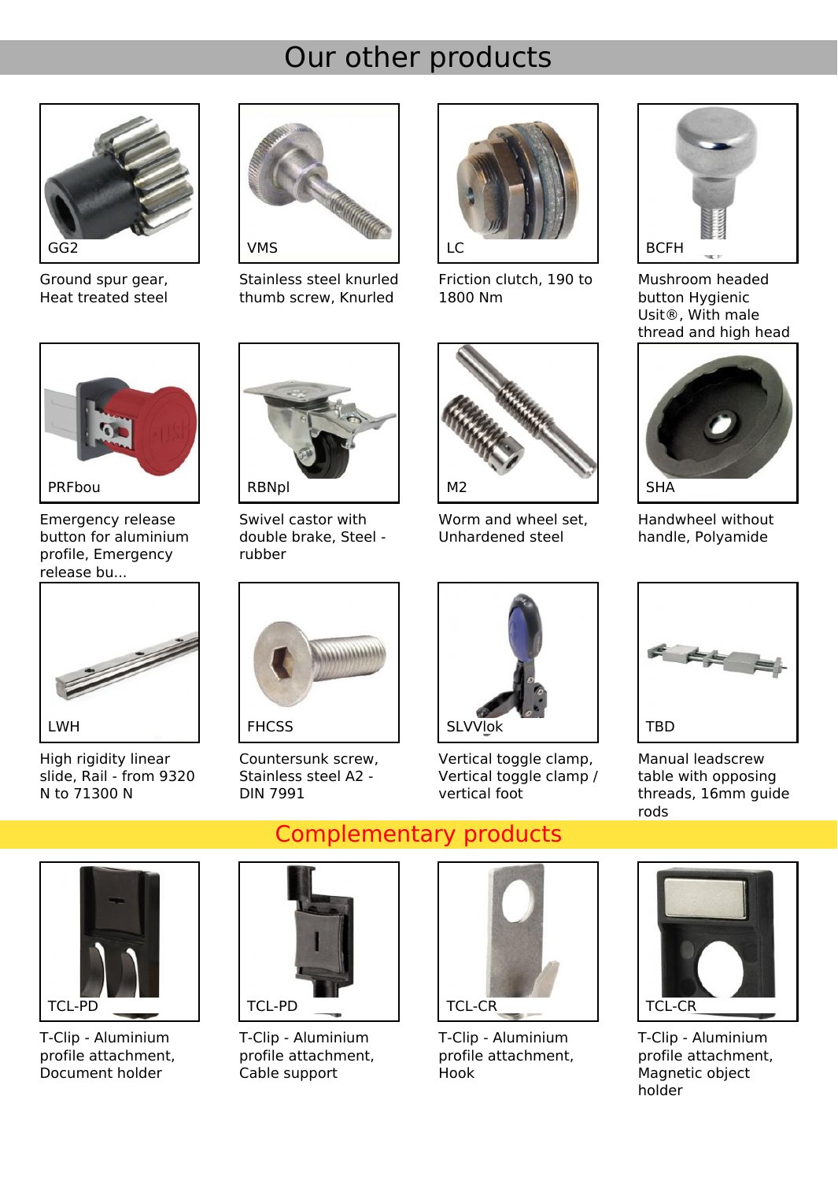# Our other products

GG2

Ground spur gear, Heat treated steel

VMS

Stainless steel knurled thumb screw, Knurled

LC

Friction clutch, 190 to 1800 Nm

BCFH

Mushroom headed button Hygienic Usit®, With male thread and high head

PRFbou

Emergency release button for aluminium profile, Emergency release bu...

RBNpl

Swivel castor with double brake, Steel - rubber

M2

Worm and wheel set, Unhardened steel

SHA

Handwheel without handle, Polyamide

LWH

High rigidity linear slide, Rail - from 9320 N to 71300 N

FHCSS

Countersunk screw, Stainless steel A2 - DIN 7991

SLVVlok

Vertical toggle clamp, Vertical toggle clamp / vertical foot

TBD

Manual leadscrew table with opposing threads, 16mm guide rods

# Complementary products

TCL-PD

T-Clip - Aluminium profile attachment, Document holder

TCL-PD

T-Clip - Aluminium profile attachment, Cable support

TCL-CR

T-Clip - Aluminium profile attachment, Hook

TCL-CR

T-Clip - Aluminium profile attachment, Magnetic object holder